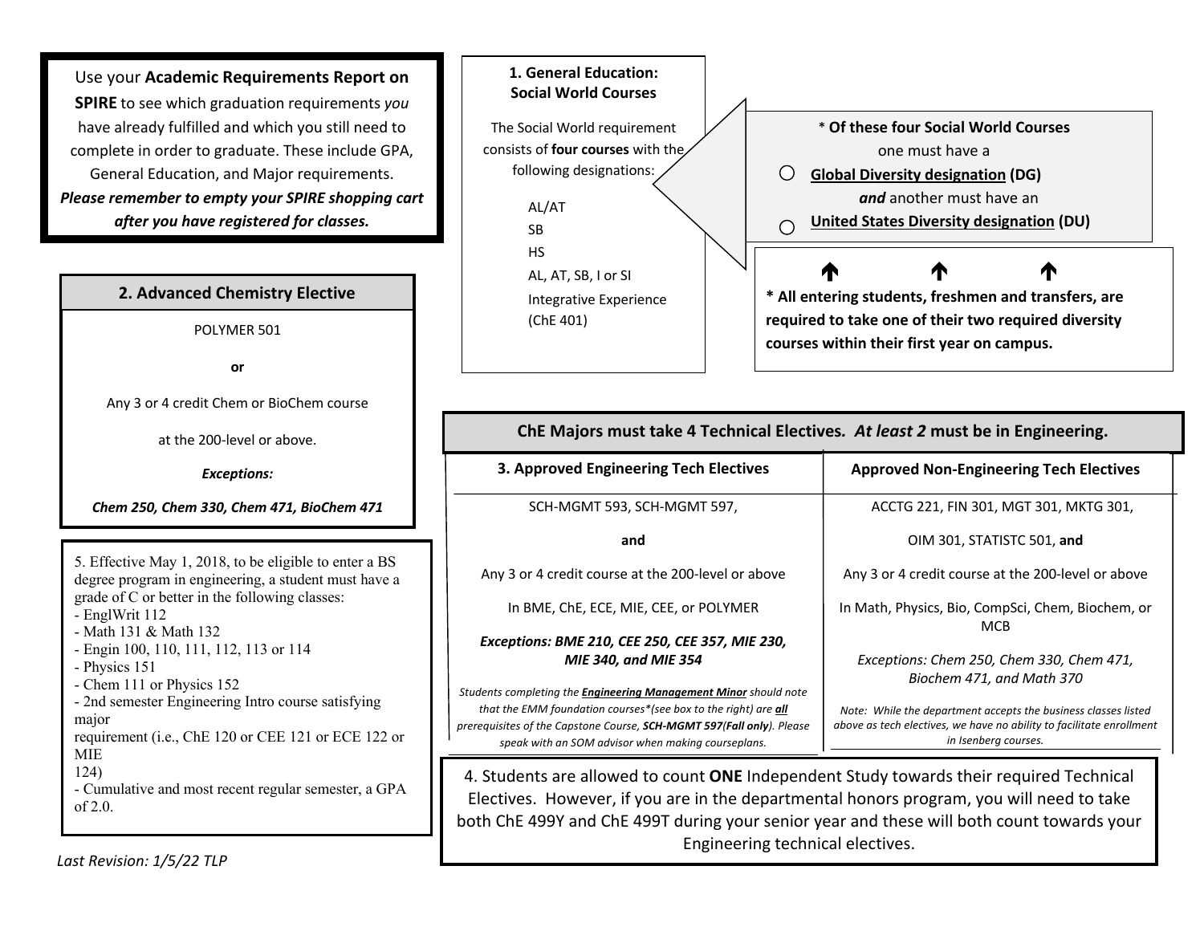Use your **Academic Requirements Report on SPIRE** to see which graduation requirements *you* have already fulfilled and which you still need to complete in order to graduate. These include GPA, General Education, and Major requirements. ***Please remember to empty your SPIRE shopping cart after you have registered for classes.***

### 1. General Education: Social World Courses

The Social World requirement consists of **four courses** with the following designations:

- AL/AT
- SB
- HS
- AL, AT, SB, I or SI
- Integrative Experience (ChE 401)

\* **Of these four Social World Courses** one must have a

- ○ **Global Diversity designation (DG)**

***and*** another must have an

- ○ **United States Diversity designation (DU)**

**\* All entering students, freshmen and transfers, are required to take one of their two required diversity courses within their first year on campus.**

### 2. Advanced Chemistry Elective

POLYMER 501

**or**

Any 3 or 4 credit Chem or BioChem course at the 200-level or above.

***Exceptions:***

***Chem 250, Chem 330, Chem 471, BioChem 471***

### ChE Majors must take 4 Technical Electives. *At least 2* must be in Engineering.

| 3. Approved Engineering Tech Electives | Approved Non-Engineering Tech Electives |
|---|---|
| SCH-MGMT 593, SCH-MGMT 597, | ACCTG 221, FIN 301, MGT 301, MKTG 301, |
| **and** | OIM 301, STATISTC 501, **and** |
| Any 3 or 4 credit course at the 200-level or above | Any 3 or 4 credit course at the 200-level or above |
| In BME, ChE, ECE, MIE, CEE, or POLYMER | In Math, Physics, Bio, CompSci, Chem, Biochem, or MCB |
| ***Exceptions: BME 210, CEE 250, CEE 357, MIE 230, MIE 340, and MIE 354*** | *Exceptions: Chem 250, Chem 330, Chem 471, Biochem 471, and Math 370* |
| *Students completing the **Engineering Management Minor** should note that the EMM foundation courses\*(see box to the right) are **all** prerequisites of the Capstone Course, **SCH-MGMT 597(Fall only)**. Please speak with an SOM advisor when making courseplans.* | *Note: While the department accepts the business classes listed above as tech electives, we have no ability to facilitate enrollment in Isenberg courses.* |

4. Students are allowed to count **ONE** Independent Study towards their required Technical Electives. However, if you are in the departmental honors program, you will need to take both ChE 499Y and ChE 499T during your senior year and these will both count towards your Engineering technical electives.

5. Effective May 1, 2018, to be eligible to enter a BS degree program in engineering, a student must have a grade of C or better in the following classes:

- EnglWrit 112
- Math 131 & Math 132
- Engin 100, 110, 111, 112, 113 or 114
- Physics 151
- Chem 111 or Physics 152
- 2nd semester Engineering Intro course satisfying major requirement (i.e., ChE 120 or CEE 121 or ECE 122 or MIE 124)
- Cumulative and most recent regular semester, a GPA of 2.0.

*Last Revision: 1/5/22 TLP*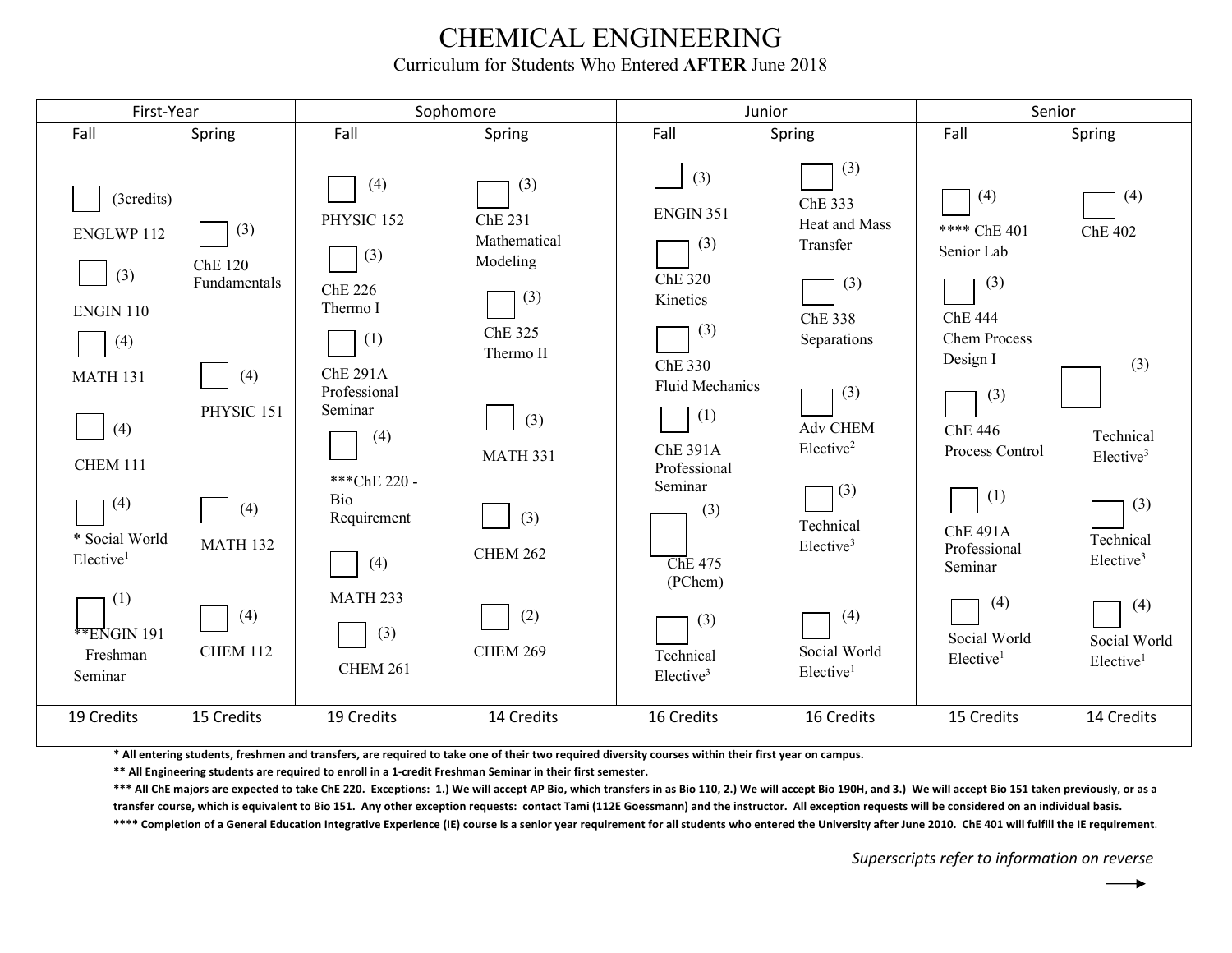# CHEMICAL ENGINEERING

Curriculum for Students Who Entered **AFTER** June 2018

| First-Year | | Sophomore | | Junior | | Senior | |
|---|---|---|---|---|---|---|---|
| Fall | Spring | Fall | Spring | Fall | Spring | Fall | Spring |
| (3credits) ENGLWP 112 | (3) ChE 120 Fundamentals | (4) PHYSIC 152 | (3) ChE 231 Mathematical Modeling | (3) ENGIN 351 | (3) ChE 333 Heat and Mass Transfer | (4) **** ChE 401 Senior Lab | (4) ChE 402 |
| (3) ENGIN 110 | (4) PHYSIC 151 | (3) ChE 226 Thermo I | (3) ChE 325 Thermo II | (3) ChE 320 Kinetics | (3) ChE 338 Separations | (3) ChE 444 Chem Process Design I | (3) Technical Elective[3] |
| (4) MATH 131 | (4) MATH 132 | (1) ChE 291A Professional Seminar | (3) MATH 331 | (3) ChE 330 Fluid Mechanics | (3) Adv CHEM Elective[2] | (3) ChE 446 Process Control | (3) Technical Elective[3] |
| (4) CHEM 111 | (4) CHEM 112 | (4) ***ChE 220 - Bio Requirement | (3) CHEM 262 | (1) ChE 391A Professional Seminar | (3) Technical Elective[3] | (1) ChE 491A Professional Seminar | (4) Social World Elective[1] |
| (4) * Social World Elective[1] | | (4) MATH 233 | (2) CHEM 269 | (3) ChE 475 (PChem) | (4) Social World Elective[1] | (4) Social World Elective[1] | |
| (1) **ENGIN 191 – Freshman Seminar | | (3) CHEM 261 | | (3) Technical Elective[3] | | | |
| 19 Credits | 15 Credits | 19 Credits | 14 Credits | 16 Credits | 16 Credits | 15 Credits | 14 Credits |

**\* All entering students, freshmen and transfers, are required to take one of their two required diversity courses within their first year on campus.**

**\*\* All Engineering students are required to enroll in a 1-credit Freshman Seminar in their first semester.**

**\*\*\* All ChE majors are expected to take ChE 220. Exceptions: 1.) We will accept AP Bio, which transfers in as Bio 110, 2.) We will accept Bio 190H, and 3.) We will accept Bio 151 taken previously, or as a transfer course, which is equivalent to Bio 151. Any other exception requests: contact Tami (112E Goessmann) and the instructor. All exception requests will be considered on an individual basis.**

**\*\*\*\* Completion of a General Education Integrative Experience (IE) course is a senior year requirement for all students who entered the University after June 2010. ChE 401 will fulfill the IE requirement.**

*Superscripts refer to information on reverse*

→